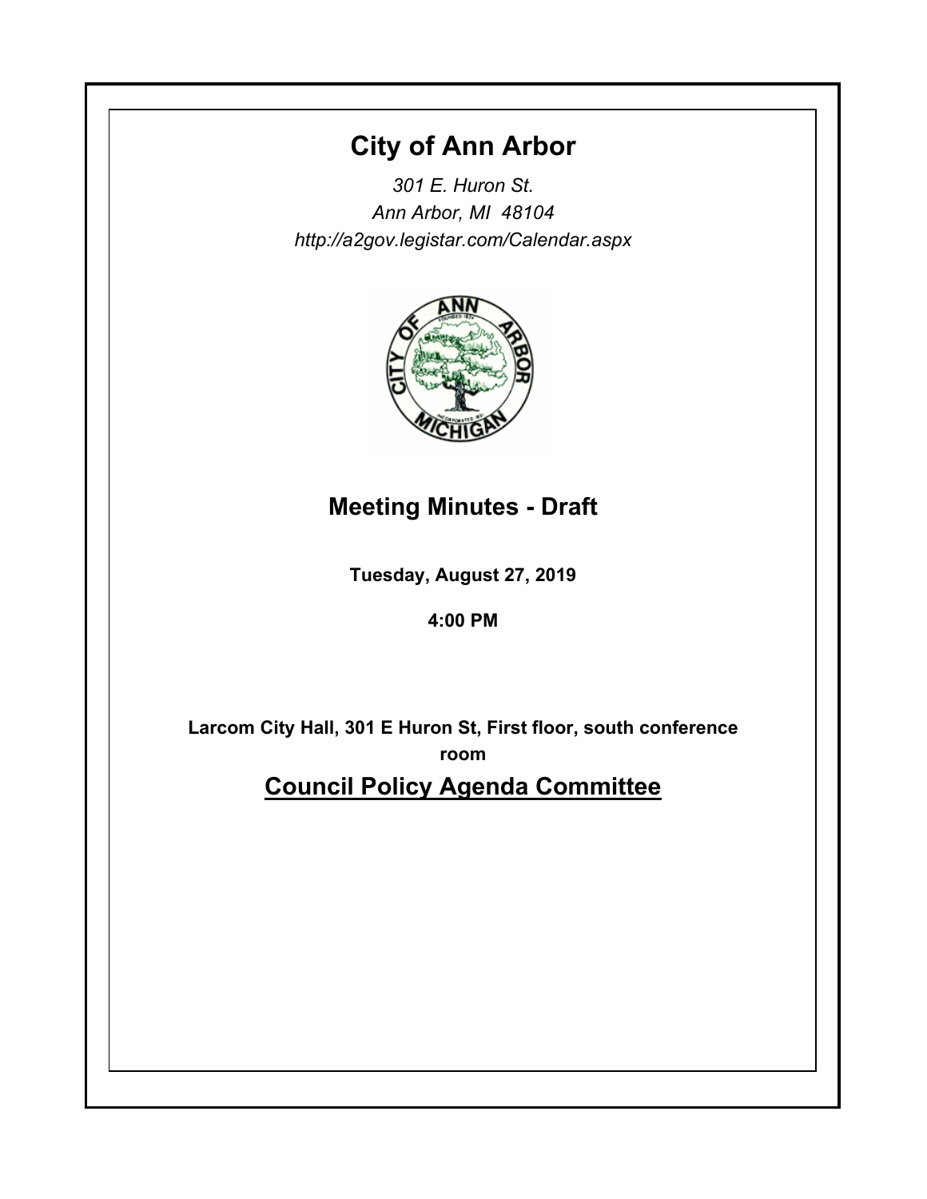# City of Ann Arbor

*301 E. Huron St.*
*Ann Arbor, MI 48104*
*http://a2gov.legistar.com/Calendar.aspx*

## Meeting Minutes - Draft

**Tuesday, August 27, 2019**

**4:00 PM**

**Larcom City Hall, 301 E Huron St, First floor, south conference room**

## Council Policy Agenda Committee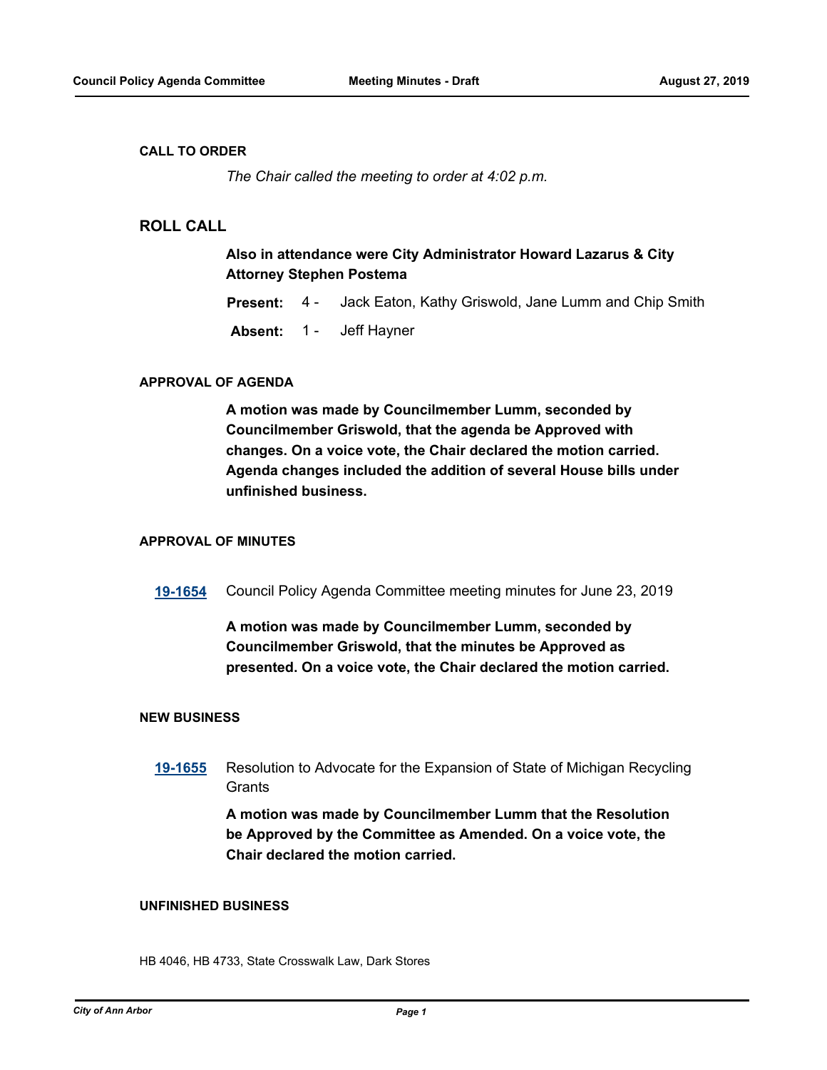## CALL TO ORDER

*The Chair called the meeting to order at 4:02 p.m.*

## ROLL CALL

**Also in attendance were City Administrator Howard Lazarus & City Attorney Stephen Postema**

**Present:** 4 - Jack Eaton, Kathy Griswold, Jane Lumm and Chip Smith

**Absent:** 1 - Jeff Hayner

## APPROVAL OF AGENDA

**A motion was made by Councilmember Lumm, seconded by Councilmember Griswold, that the agenda be Approved with changes. On a voice vote, the Chair declared the motion carried. Agenda changes included the addition of several House bills under unfinished business.**

## APPROVAL OF MINUTES

**19-1654** Council Policy Agenda Committee meeting minutes for June 23, 2019

**A motion was made by Councilmember Lumm, seconded by Councilmember Griswold, that the minutes be Approved as presented. On a voice vote, the Chair declared the motion carried.**

## NEW BUSINESS

**19-1655** Resolution to Advocate for the Expansion of State of Michigan Recycling Grants

**A motion was made by Councilmember Lumm that the Resolution be Approved by the Committee as Amended. On a voice vote, the Chair declared the motion carried.**

## UNFINISHED BUSINESS

HB 4046, HB 4733, State Crosswalk Law, Dark Stores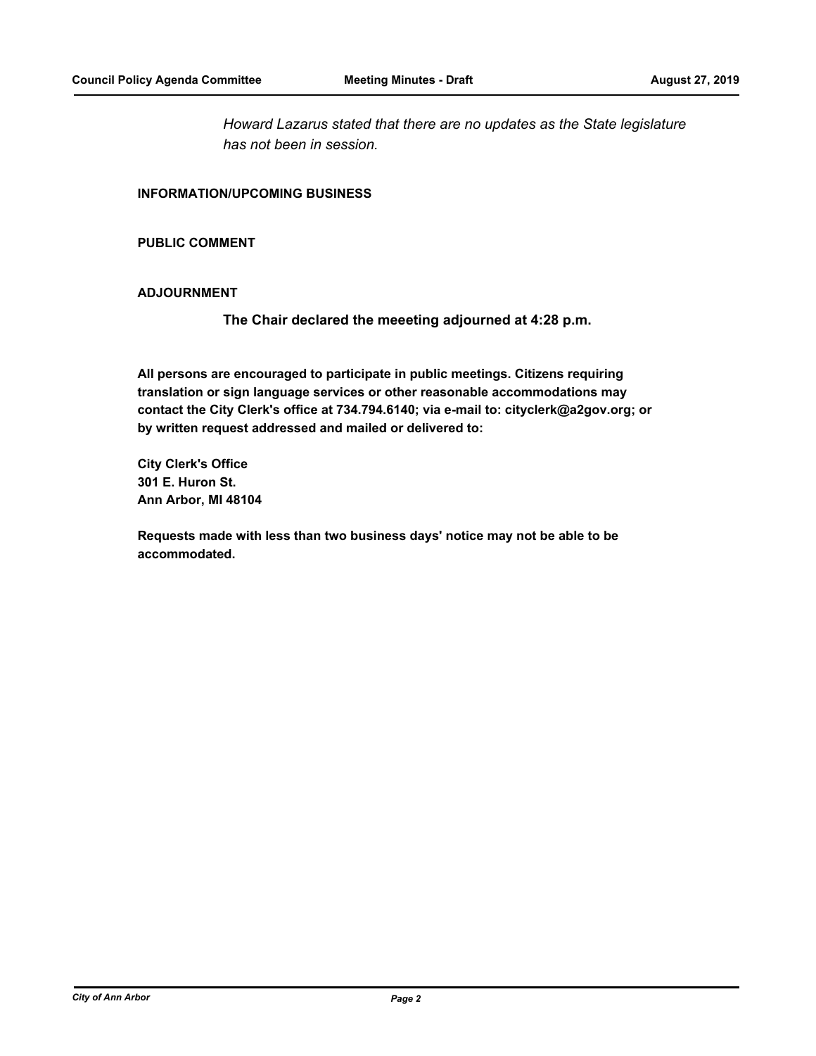*Howard Lazarus stated that there are no updates as the State legislature has not been in session.*

**INFORMATION/UPCOMING BUSINESS**

**PUBLIC COMMENT**

**ADJOURNMENT**

**The Chair declared the meeeting adjourned at 4:28 p.m.**

**All persons are encouraged to participate in public meetings. Citizens requiring translation or sign language services or other reasonable accommodations may contact the City Clerk's office at 734.794.6140; via e-mail to: cityclerk@a2gov.org; or by written request addressed and mailed or delivered to:**

**City Clerk's Office**
**301 E. Huron St.**
**Ann Arbor, MI 48104**

**Requests made with less than two business days' notice may not be able to be accommodated.**